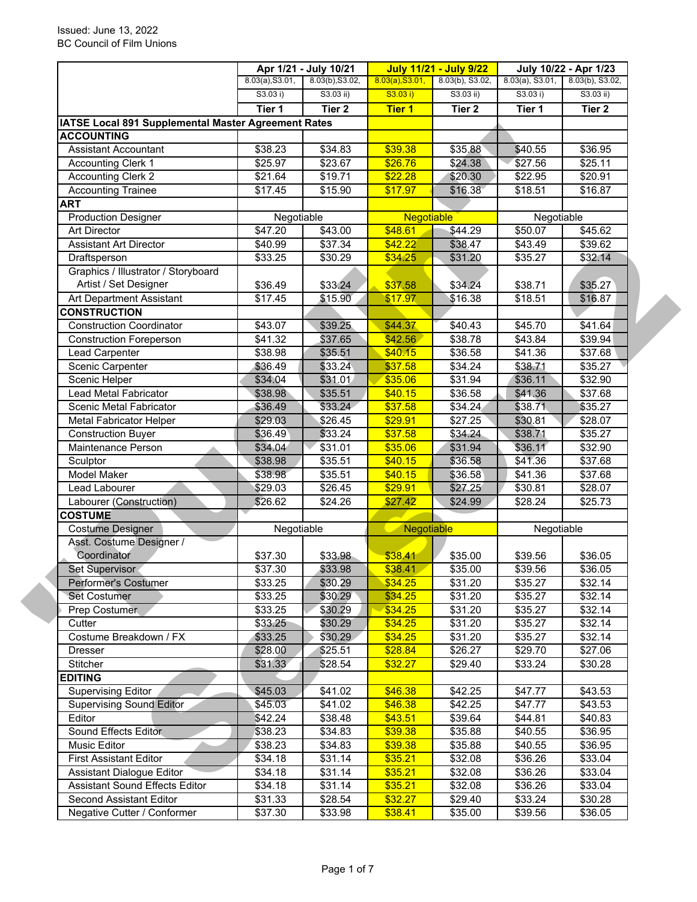Issued: June 13, 2022
BC Council of Film Unions

| | Apr 1/21 - July 10/21 | | July 11/21 - July 9/22 | | July 10/22 - Apr 1/23 | |
|---|---|---|---|---|---|---|
| | 8.03(a),S3.01, S3.03 i) | 8.03(b),S3.02, S3.03 ii) | 8.03(a),S3.01, S3.03 i) | 8.03(b), S3.02, S3.03 ii) | 8.03(a), S3.01, S3.03 i) | 8.03(b), S3.02, S3.03 ii) |
| | **Tier 1** | **Tier 2** | **Tier 1** | **Tier 2** | **Tier 1** | **Tier 2** |
| **IATSE Local 891 Supplemental Master Agreement Rates** | | | | | | |
| **ACCOUNTING** | | | | | | |
| Assistant Accountant | $38.23 | $34.83 | $39.38 | $35.88 | $40.55 | $36.95 |
| Accounting Clerk 1 | $25.97 | $23.67 | $26.76 | $24.38 | $27.56 | $25.11 |
| Accounting Clerk 2 | $21.64 | $19.71 | $22.28 | $20.30 | $22.95 | $20.91 |
| Accounting Trainee | $17.45 | $15.90 | $17.97 | $16.38 | $18.51 | $16.87 |
| **ART** | | | | | | |
| Production Designer | Negotiable | | Negotiable | | Negotiable | |
| Art Director | $47.20 | $43.00 | $48.61 | $44.29 | $50.07 | $45.62 |
| Assistant Art Director | $40.99 | $37.34 | $42.22 | $38.47 | $43.49 | $39.62 |
| Draftsperson | $33.25 | $30.29 | $34.25 | $31.20 | $35.27 | $32.14 |
| Graphics / Illustrator / Storyboard Artist / Set Designer | $36.49 | $33.24 | $37.58 | $34.24 | $38.71 | $35.27 |
| Art Department Assistant | $17.45 | $15.90 | $17.97 | $16.38 | $18.51 | $16.87 |
| **CONSTRUCTION** | | | | | | |
| Construction Coordinator | $43.07 | $39.25 | $44.37 | $40.43 | $45.70 | $41.64 |
| Construction Foreperson | $41.32 | $37.65 | $42.56 | $38.78 | $43.84 | $39.94 |
| Lead Carpenter | $38.98 | $35.51 | $40.15 | $36.58 | $41.36 | $37.68 |
| Scenic Carpenter | $36.49 | $33.24 | $37.58 | $34.24 | $38.71 | $35.27 |
| Scenic Helper | $34.04 | $31.01 | $35.06 | $31.94 | $36.11 | $32.90 |
| Lead Metal Fabricator | $38.98 | $35.51 | $40.15 | $36.58 | $41.36 | $37.68 |
| Scenic Metal Fabricator | $36.49 | $33.24 | $37.58 | $34.24 | $38.71 | $35.27 |
| Metal Fabricator Helper | $29.03 | $26.45 | $29.91 | $27.25 | $30.81 | $28.07 |
| Construction Buyer | $36.49 | $33.24 | $37.58 | $34.24 | $38.71 | $35.27 |
| Maintenance Person | $34.04 | $31.01 | $35.06 | $31.94 | $36.11 | $32.90 |
| Sculptor | $38.98 | $35.51 | $40.15 | $36.58 | $41.36 | $37.68 |
| Model Maker | $38.98 | $35.51 | $40.15 | $36.58 | $41.36 | $37.68 |
| Lead Labourer | $29.03 | $26.45 | $29.91 | $27.25 | $30.81 | $28.07 |
| Labourer (Construction) | $26.62 | $24.26 | $27.42 | $24.99 | $28.24 | $25.73 |
| **COSTUME** | | | | | | |
| Costume Designer | Negotiable | | Negotiable | | Negotiable | |
| Asst. Costume Designer / Coordinator | $37.30 | $33.98 | $38.41 | $35.00 | $39.56 | $36.05 |
| Set Supervisor | $37.30 | $33.98 | $38.41 | $35.00 | $39.56 | $36.05 |
| Performer's Costumer | $33.25 | $30.29 | $34.25 | $31.20 | $35.27 | $32.14 |
| Set Costumer | $33.25 | $30.29 | $34.25 | $31.20 | $35.27 | $32.14 |
| Prep Costumer | $33.25 | $30.29 | $34.25 | $31.20 | $35.27 | $32.14 |
| Cutter | $33.25 | $30.29 | $34.25 | $31.20 | $35.27 | $32.14 |
| Costume Breakdown / FX | $33.25 | $30.29 | $34.25 | $31.20 | $35.27 | $32.14 |
| Dresser | $28.00 | $25.51 | $28.84 | $26.27 | $29.70 | $27.06 |
| Stitcher | $31.33 | $28.54 | $32.27 | $29.40 | $33.24 | $30.28 |
| **EDITING** | | | | | | |
| Supervising Editor | $45.03 | $41.02 | $46.38 | $42.25 | $47.77 | $43.53 |
| Supervising Sound Editor | $45.03 | $41.02 | $46.38 | $42.25 | $47.77 | $43.53 |
| Editor | $42.24 | $38.48 | $43.51 | $39.64 | $44.81 | $40.83 |
| Sound Effects Editor | $38.23 | $34.83 | $39.38 | $35.88 | $40.55 | $36.95 |
| Music Editor | $38.23 | $34.83 | $39.38 | $35.88 | $40.55 | $36.95 |
| First Assistant Editor | $34.18 | $31.14 | $35.21 | $32.08 | $36.26 | $33.04 |
| Assistant Dialogue Editor | $34.18 | $31.14 | $35.21 | $32.08 | $36.26 | $33.04 |
| Assistant Sound Effects Editor | $34.18 | $31.14 | $35.21 | $32.08 | $36.26 | $33.04 |
| Second Assistant Editor | $31.33 | $28.54 | $32.27 | $29.40 | $33.24 | $30.28 |
| Negative Cutter / Conformer | $37.30 | $33.98 | $38.41 | $35.00 | $39.56 | $36.05 |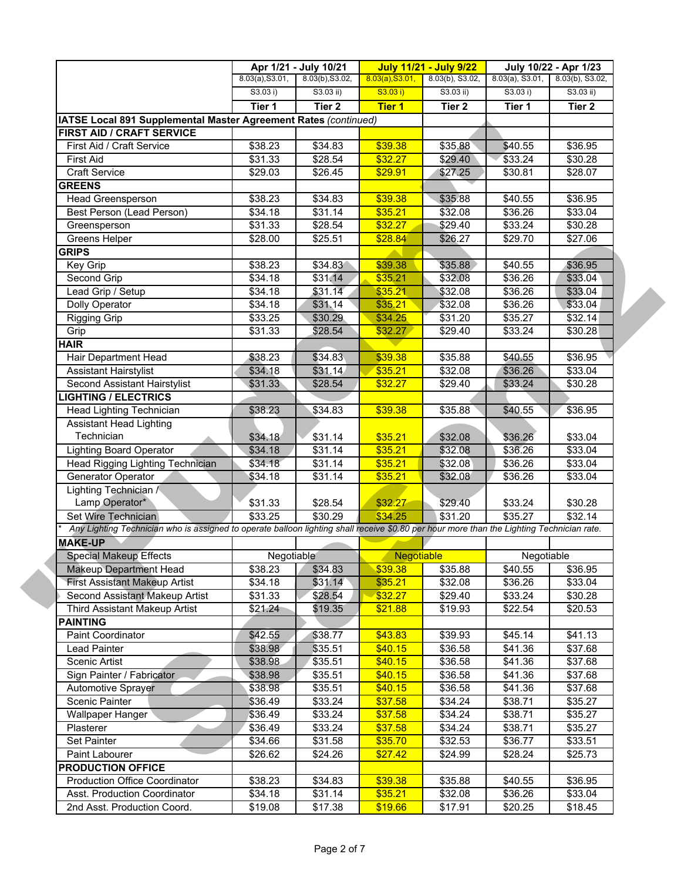| | Apr 1/21 - July 10/21 | | July 11/21 - July 9/22 | | July 10/22 - Apr 1/23 | |
|---|---|---|---|---|---|---|
| | 8.03(a),S3.01, S3.03 i) | 8.03(b),S3.02, S3.03 ii) | 8.03(a),S3.01, S3.03 i) | 8.03(b), S3.02, S3.03 ii) | 8.03(a), S3.01, S3.03 i) | 8.03(b), S3.02, S3.03 ii) |
| | **Tier 1** | **Tier 2** | **Tier 1** | **Tier 2** | **Tier 1** | **Tier 2** |
| **IATSE Local 891 Supplemental Master Agreement Rates** *(continued)* | | | | | | |
| **FIRST AID / CRAFT SERVICE** | | | | | | |
| First Aid / Craft Service | $38.23 | $34.83 | $39.38 | $35.88 | $40.55 | $36.95 |
| First Aid | $31.33 | $28.54 | $32.27 | $29.40 | $33.24 | $30.28 |
| Craft Service | $29.03 | $26.45 | $29.91 | $27.25 | $30.81 | $28.07 |
| **GREENS** | | | | | | |
| Head Greensperson | $38.23 | $34.83 | $39.38 | $35.88 | $40.55 | $36.95 |
| Best Person (Lead Person) | $34.18 | $31.14 | $35.21 | $32.08 | $36.26 | $33.04 |
| Greensperson | $31.33 | $28.54 | $32.27 | $29.40 | $33.24 | $30.28 |
| Greens Helper | $28.00 | $25.51 | $28.84 | $26.27 | $29.70 | $27.06 |
| **GRIPS** | | | | | | |
| Key Grip | $38.23 | $34.83 | $39.38 | $35.88 | $40.55 | $36.95 |
| Second Grip | $34.18 | $31.14 | $35.21 | $32.08 | $36.26 | $33.04 |
| Lead Grip / Setup | $34.18 | $31.14 | $35.21 | $32.08 | $36.26 | $33.04 |
| Dolly Operator | $34.18 | $31.14 | $35.21 | $32.08 | $36.26 | $33.04 |
| Rigging Grip | $33.25 | $30.29 | $34.25 | $31.20 | $35.27 | $32.14 |
| Grip | $31.33 | $28.54 | $32.27 | $29.40 | $33.24 | $30.28 |
| **HAIR** | | | | | | |
| Hair Department Head | $38.23 | $34.83 | $39.38 | $35.88 | $40.55 | $36.95 |
| Assistant Hairstylist | $34.18 | $31.14 | $35.21 | $32.08 | $36.26 | $33.04 |
| Second Assistant Hairstylist | $31.33 | $28.54 | $32.27 | $29.40 | $33.24 | $30.28 |
| **LIGHTING / ELECTRICS** | | | | | | |
| Head Lighting Technician | $38.23 | $34.83 | $39.38 | $35.88 | $40.55 | $36.95 |
| Assistant Head Lighting Technician | $34.18 | $31.14 | $35.21 | $32.08 | $36.26 | $33.04 |
| Lighting Board Operator | $34.18 | $31.14 | $35.21 | $32.08 | $36.26 | $33.04 |
| Head Rigging Lighting Technician | $34.18 | $31.14 | $35.21 | $32.08 | $36.26 | $33.04 |
| Generator Operator | $34.18 | $31.14 | $35.21 | $32.08 | $36.26 | $33.04 |
| Lighting Technician / Lamp Operator* | $31.33 | $28.54 | $32.27 | $29.40 | $33.24 | $30.28 |
| Set Wire Technician | $33.25 | $30.29 | $34.25 | $31.20 | $35.27 | $32.14 |
| *\* Any Lighting Technician who is assigned to operate balloon lighting shall receive $0.80 per hour more than the Lighting Technician rate.* | | | | | | |
| **MAKE-UP** | | | | | | |
| Special Makeup Effects | Negotiable | | Negotiable | | Negotiable | |
| Makeup Department Head | $38.23 | $34.83 | $39.38 | $35.88 | $40.55 | $36.95 |
| First Assistant Makeup Artist | $34.18 | $31.14 | $35.21 | $32.08 | $36.26 | $33.04 |
| Second Assistant Makeup Artist | $31.33 | $28.54 | $32.27 | $29.40 | $33.24 | $30.28 |
| Third Assistant Makeup Artist | $21.24 | $19.35 | $21.88 | $19.93 | $22.54 | $20.53 |
| **PAINTING** | | | | | | |
| Paint Coordinator | $42.55 | $38.77 | $43.83 | $39.93 | $45.14 | $41.13 |
| Lead Painter | $38.98 | $35.51 | $40.15 | $36.58 | $41.36 | $37.68 |
| Scenic Artist | $38.98 | $35.51 | $40.15 | $36.58 | $41.36 | $37.68 |
| Sign Painter / Fabricator | $38.98 | $35.51 | $40.15 | $36.58 | $41.36 | $37.68 |
| Automotive Sprayer | $38.98 | $35.51 | $40.15 | $36.58 | $41.36 | $37.68 |
| Scenic Painter | $36.49 | $33.24 | $37.58 | $34.24 | $38.71 | $35.27 |
| Wallpaper Hanger | $36.49 | $33.24 | $37.58 | $34.24 | $38.71 | $35.27 |
| Plasterer | $36.49 | $33.24 | $37.58 | $34.24 | $38.71 | $35.27 |
| Set Painter | $34.66 | $31.58 | $35.70 | $32.53 | $36.77 | $33.51 |
| Paint Labourer | $26.62 | $24.26 | $27.42 | $24.99 | $28.24 | $25.73 |
| **PRODUCTION OFFICE** | | | | | | |
| Production Office Coordinator | $38.23 | $34.83 | $39.38 | $35.88 | $40.55 | $36.95 |
| Asst. Production Coordinator | $34.18 | $31.14 | $35.21 | $32.08 | $36.26 | $33.04 |
| 2nd Asst. Production Coord. | $19.08 | $17.38 | $19.66 | $17.91 | $20.25 | $18.45 |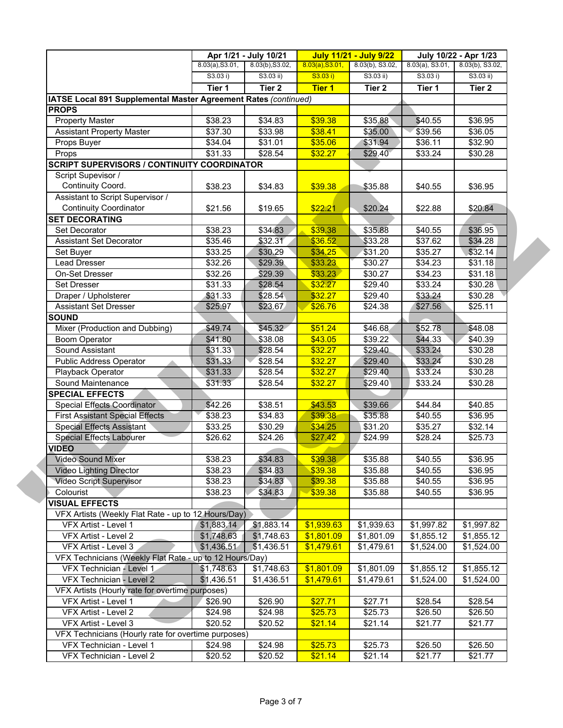| | Apr 1/21 - July 10/21 | | July 11/21 - July 9/22 | | July 10/22 - Apr 1/23 | |
|---|---|---|---|---|---|---|
| | 8.03(a),S3.01, S3.03 i) | 8.03(b),S3.02, S3.03 ii) | 8.03(a),S3.01, S3.03 i) | 8.03(b), S3.02, S3.03 ii) | 8.03(a), S3.01, S3.03 i) | 8.03(b), S3.02, S3.03 ii) |
| | **Tier 1** | **Tier 2** | **Tier 1** | **Tier 2** | **Tier 1** | **Tier 2** |
| **IATSE Local 891 Supplemental Master Agreement Rates** *(continued)* | | | | | | |
| **PROPS** | | | | | | |
| Property Master | $38.23 | $34.83 | $39.38 | $35.88 | $40.55 | $36.95 |
| Assistant Property Master | $37.30 | $33.98 | $38.41 | $35.00 | $39.56 | $36.05 |
| Props Buyer | $34.04 | $31.01 | $35.06 | $31.94 | $36.11 | $32.90 |
| Props | $31.33 | $28.54 | $32.27 | $29.40 | $33.24 | $30.28 |
| **SCRIPT SUPERVISORS / CONTINUITY COORDINATOR** | | | | | | |
| Script Supevisor / Continuity Coord. | $38.23 | $34.83 | $39.38 | $35.88 | $40.55 | $36.95 |
| Assistant to Script Supervisor / Continuity Coordinator | $21.56 | $19.65 | $22.21 | $20.24 | $22.88 | $20.84 |
| **SET DECORATING** | | | | | | |
| Set Decorator | $38.23 | $34.83 | $39.38 | $35.88 | $40.55 | $36.95 |
| Assistant Set Decorator | $35.46 | $32.31 | $36.52 | $33.28 | $37.62 | $34.28 |
| Set Buyer | $33.25 | $30.29 | $34.25 | $31.20 | $35.27 | $32.14 |
| Lead Dresser | $32.26 | $29.39 | $33.23 | $30.27 | $34.23 | $31.18 |
| On-Set Dresser | $32.26 | $29.39 | $33.23 | $30.27 | $34.23 | $31.18 |
| Set Dresser | $31.33 | $28.54 | $32.27 | $29.40 | $33.24 | $30.28 |
| Draper / Upholsterer | $31.33 | $28.54 | $32.27 | $29.40 | $33.24 | $30.28 |
| Assistant Set Dresser | $25.97 | $23.67 | $26.76 | $24.38 | $27.56 | $25.11 |
| **SOUND** | | | | | | |
| Mixer (Production and Dubbing) | $49.74 | $45.32 | $51.24 | $46.68 | $52.78 | $48.08 |
| Boom Operator | $41.80 | $38.08 | $43.05 | $39.22 | $44.33 | $40.39 |
| Sound Assistant | $31.33 | $28.54 | $32.27 | $29.40 | $33.24 | $30.28 |
| Public Address Operator | $31.33 | $28.54 | $32.27 | $29.40 | $33.24 | $30.28 |
| Playback Operator | $31.33 | $28.54 | $32.27 | $29.40 | $33.24 | $30.28 |
| Sound Maintenance | $31.33 | $28.54 | $32.27 | $29.40 | $33.24 | $30.28 |
| **SPECIAL EFFECTS** | | | | | | |
| Special Effects Coordinator | $42.26 | $38.51 | $43.53 | $39.66 | $44.84 | $40.85 |
| First Assistant Special Effects | $38.23 | $34.83 | $39.38 | $35.88 | $40.55 | $36.95 |
| Special Effects Assistant | $33.25 | $30.29 | $34.25 | $31.20 | $35.27 | $32.14 |
| Special Effects Labourer | $26.62 | $24.26 | $27.42 | $24.99 | $28.24 | $25.73 |
| **VIDEO** | | | | | | |
| Video Sound Mixer | $38.23 | $34.83 | $39.38 | $35.88 | $40.55 | $36.95 |
| Video Lighting Director | $38.23 | $34.83 | $39.38 | $35.88 | $40.55 | $36.95 |
| Video Script Supervisor | $38.23 | $34.83 | $39.38 | $35.88 | $40.55 | $36.95 |
| Colourist | $38.23 | $34.83 | $39.38 | $35.88 | $40.55 | $36.95 |
| **VISUAL EFFECTS** | | | | | | |
| VFX Artists (Weekly Flat Rate - up to 12 Hours/Day) | | | | | | |
| VFX Artist - Level 1 | $1,883.14 | $1,883.14 | $1,939.63 | $1,939.63 | $1,997.82 | $1,997.82 |
| VFX Artist - Level 2 | $1,748.63 | $1,748.63 | $1,801.09 | $1,801.09 | $1,855.12 | $1,855.12 |
| VFX Artist - Level 3 | $1,436.51 | $1,436.51 | $1,479.61 | $1,479.61 | $1,524.00 | $1,524.00 |
| VFX Technicians (Weekly Flat Rate - up to 12 Hours/Day) | | | | | | |
| VFX Technician - Level 1 | $1,748.63 | $1,748.63 | $1,801.09 | $1,801.09 | $1,855.12 | $1,855.12 |
| VFX Technician - Level 2 | $1,436.51 | $1,436.51 | $1,479.61 | $1,479.61 | $1,524.00 | $1,524.00 |
| VFX Artists (Hourly rate for overtime purposes) | | | | | | |
| VFX Artist - Level 1 | $26.90 | $26.90 | $27.71 | $27.71 | $28.54 | $28.54 |
| VFX Artist - Level 2 | $24.98 | $24.98 | $25.73 | $25.73 | $26.50 | $26.50 |
| VFX Artist - Level 3 | $20.52 | $20.52 | $21.14 | $21.14 | $21.77 | $21.77 |
| VFX Technicians (Hourly rate for overtime purposes) | | | | | | |
| VFX Technician - Level 1 | $24.98 | $24.98 | $25.73 | $25.73 | $26.50 | $26.50 |
| VFX Technician - Level 2 | $20.52 | $20.52 | $21.14 | $21.14 | $21.77 | $21.77 |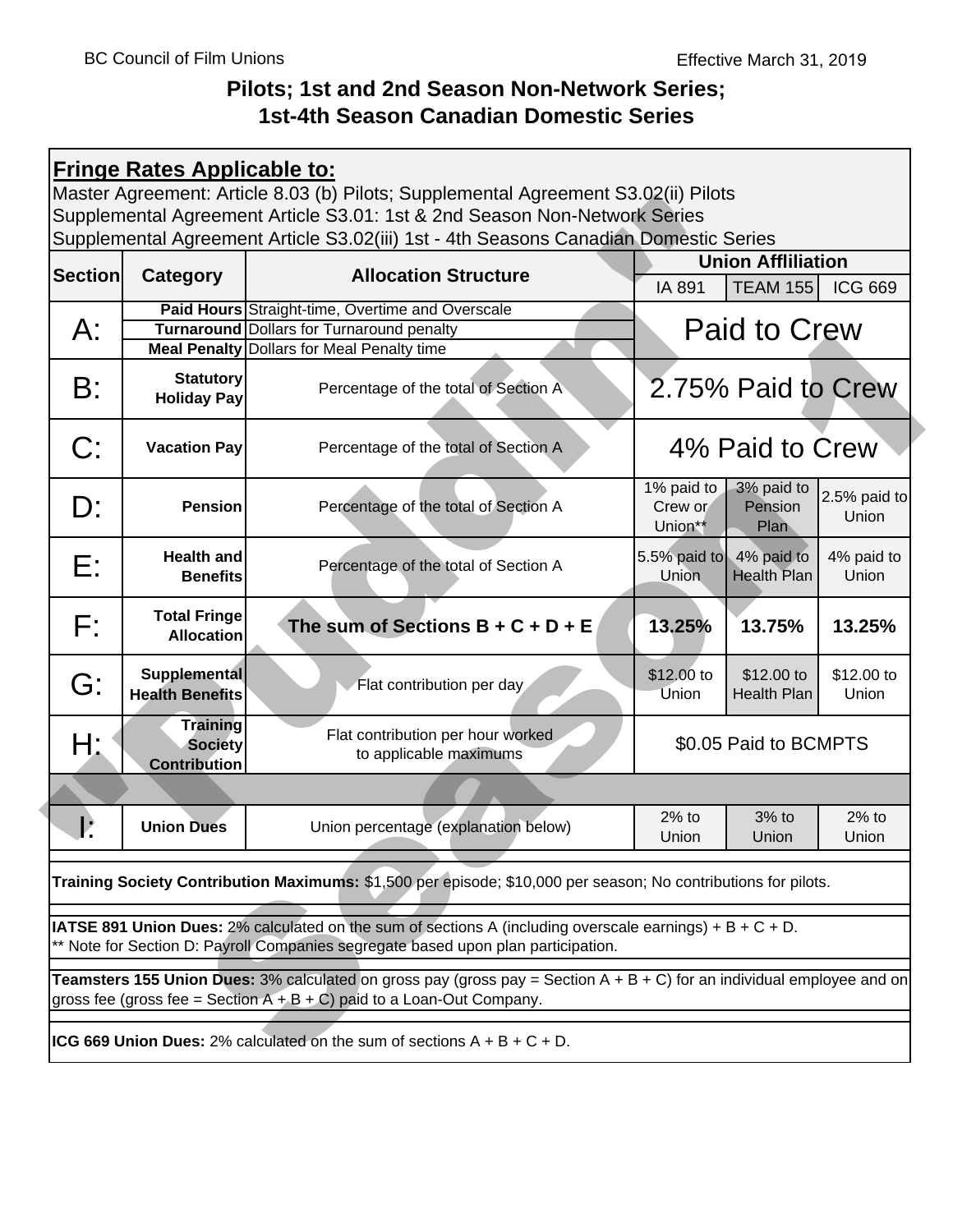BC Council of Film Unions

Effective March 31, 2019

# Pilots; 1st and 2nd Season Non-Network Series; 1st-4th Season Canadian Domestic Series

**Fringe Rates Applicable to:**

Master Agreement: Article 8.03 (b) Pilots; Supplemental Agreement S3.02(ii) Pilots
Supplemental Agreement Article S3.01: 1st & 2nd Season Non-Network Series
Supplemental Agreement Article S3.02(iii) 1st - 4th Seasons Canadian Domestic Series

| Section | Category | Allocation Structure | Union Affiliation | | |
|---|---|---|---|---|---|
| | | | IA 891 | TEAM 155 | ICG 669 |
| A: | **Paid Hours** | Straight-time, Overtime and Overscale | Paid to Crew | | |
| | **Turnaround** | Dollars for Turnaround penalty | | | |
| | **Meal Penalty** | Dollars for Meal Penalty time | | | |
| B: | **Statutory Holiday Pay** | Percentage of the total of Section A | 2.75% Paid to Crew | | |
| C: | **Vacation Pay** | Percentage of the total of Section A | 4% Paid to Crew | | |
| D: | **Pension** | Percentage of the total of Section A | 1% paid to Crew or Union** | 3% paid to Pension Plan | 2.5% paid to Union |
| E: | **Health and Benefits** | Percentage of the total of Section A | 5.5% paid to Union | 4% paid to Health Plan | 4% paid to Union |
| F: | **Total Fringe Allocation** | **The sum of Sections B + C + D + E** | **13.25%** | **13.75%** | **13.25%** |
| G: | **Supplemental Health Benefits** | Flat contribution per day | $12.00 to Union | $12.00 to Health Plan | $12.00 to Union |
| H: | **Training Society Contribution** | Flat contribution per hour worked to applicable maximums | $0.05 Paid to BCMPTS | | |
| I: | **Union Dues** | Union percentage (explanation below) | 2% to Union | 3% to Union | 2% to Union |

**Training Society Contribution Maximums:** $1,500 per episode; $10,000 per season; No contributions for pilots.

**IATSE 891 Union Dues:** 2% calculated on the sum of sections A (including overscale earnings) + B + C + D.
** Note for Section D: Payroll Companies segregate based upon plan participation.

**Teamsters 155 Union Dues:** 3% calculated on gross pay (gross pay = Section A + B + C) for an individual employee and on gross fee (gross fee = Section A + B + C) paid to a Loan-Out Company.

**ICG 669 Union Dues:** 2% calculated on the sum of sections A + B + C + D.